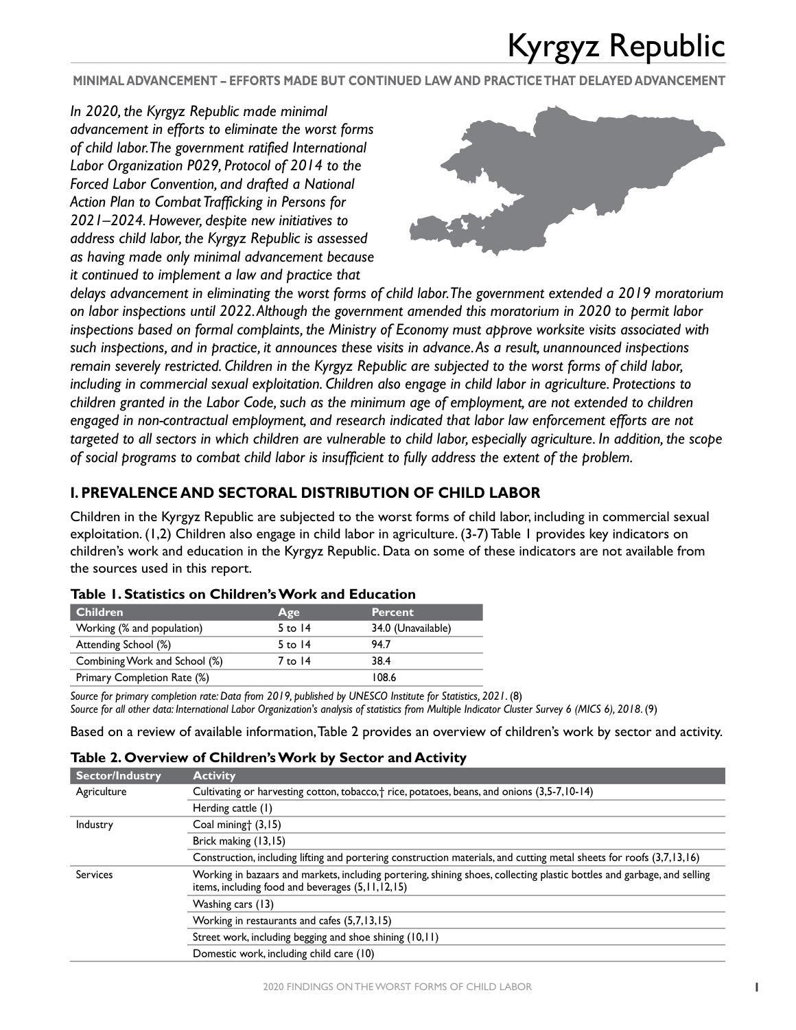# Kyrgyz Republic

**MINIMAL ADVANCEMENT – EFFORTS MADE BUT CONTINUED LAW AND PRACTICE THAT DELAYED ADVANCEMENT**

*In 2020, the Kyrgyz Republic made minimal advancement in efforts to eliminate the worst forms of child labor. The government ratified International Labor Organization P029, Protocol of 2014 to the Forced Labor Convention, and drafted a National Action Plan to Combat Trafficking in Persons for 2021–2024. However, despite new initiatives to address child labor, the Kyrgyz Republic is assessed as having made only minimal advancement because it continued to implement a law and practice that delays advancement in eliminating the worst forms of child labor. The government extended a 2019 moratorium on labor inspections until 2022. Although the government amended this moratorium in 2020 to permit labor inspections based on formal complaints, the Ministry of Economy must approve worksite visits associated with such inspections, and in practice, it announces these visits in advance. As a result, unannounced inspections remain severely restricted. Children in the Kyrgyz Republic are subjected to the worst forms of child labor, including in commercial sexual exploitation. Children also engage in child labor in agriculture. Protections to children granted in the Labor Code, such as the minimum age of employment, are not extended to children engaged in non-contractual employment, and research indicated that labor law enforcement efforts are not targeted to all sectors in which children are vulnerable to child labor, especially agriculture. In addition, the scope of social programs to combat child labor is insufficient to fully address the extent of the problem.*

## I. PREVALENCE AND SECTORAL DISTRIBUTION OF CHILD LABOR

Children in the Kyrgyz Republic are subjected to the worst forms of child labor, including in commercial sexual exploitation. (1,2) Children also engage in child labor in agriculture. (3-7) Table 1 provides key indicators on children's work and education in the Kyrgyz Republic. Data on some of these indicators are not available from the sources used in this report.

**Table 1. Statistics on Children's Work and Education**

| Children | Age | Percent |
|---|---|---|
| Working (% and population) | 5 to 14 | 34.0 (Unavailable) |
| Attending School (%) | 5 to 14 | 94.7 |
| Combining Work and School (%) | 7 to 14 | 38.4 |
| Primary Completion Rate (%) | | 108.6 |

*Source for primary completion rate: Data from 2019, published by UNESCO Institute for Statistics, 2021.* (8)
*Source for all other data: International Labor Organization's analysis of statistics from Multiple Indicator Cluster Survey 6 (MICS 6), 2018.* (9)

Based on a review of available information, Table 2 provides an overview of children's work by sector and activity.

**Table 2. Overview of Children's Work by Sector and Activity**

| Sector/Industry | Activity |
|---|---|
| Agriculture | Cultivating or harvesting cotton, tobacco,† rice, potatoes, beans, and onions (3,5-7,10-14) |
| | Herding cattle (1) |
| Industry | Coal mining† (3,15) |
| | Brick making (13,15) |
| | Construction, including lifting and portering construction materials, and cutting metal sheets for roofs (3,7,13,16) |
| Services | Working in bazaars and markets, including portering, shining shoes, collecting plastic bottles and garbage, and selling items, including food and beverages (5,11,12,15) |
| | Washing cars (13) |
| | Working in restaurants and cafes (5,7,13,15) |
| | Street work, including begging and shoe shining (10,11) |
| | Domestic work, including child care (10) |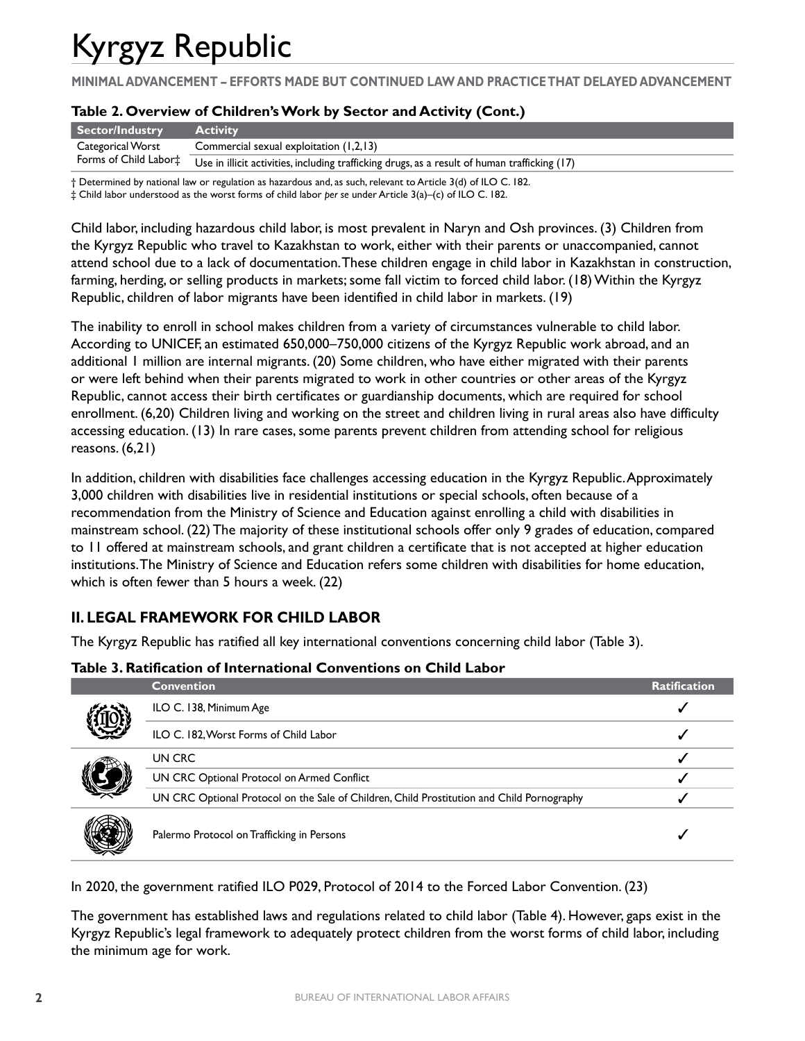# Kyrgyz Republic

**MINIMAL ADVANCEMENT – EFFORTS MADE BUT CONTINUED LAW AND PRACTICE THAT DELAYED ADVANCEMENT**

**Table 2. Overview of Children's Work by Sector and Activity (Cont.)**

| Sector/Industry | Activity |
|---|---|
| Categorical Worst Forms of Child Labor‡ | Commercial sexual exploitation (1,2,13) |
| | Use in illicit activities, including trafficking drugs, as a result of human trafficking (17) |

† Determined by national law or regulation as hazardous and, as such, relevant to Article 3(d) of ILO C. 182.
‡ Child labor understood as the worst forms of child labor *per se* under Article 3(a)–(c) of ILO C. 182.

Child labor, including hazardous child labor, is most prevalent in Naryn and Osh provinces. (3) Children from the Kyrgyz Republic who travel to Kazakhstan to work, either with their parents or unaccompanied, cannot attend school due to a lack of documentation. These children engage in child labor in Kazakhstan in construction, farming, herding, or selling products in markets; some fall victim to forced child labor. (18) Within the Kyrgyz Republic, children of labor migrants have been identified in child labor in markets. (19)

The inability to enroll in school makes children from a variety of circumstances vulnerable to child labor. According to UNICEF, an estimated 650,000–750,000 citizens of the Kyrgyz Republic work abroad, and an additional 1 million are internal migrants. (20) Some children, who have either migrated with their parents or were left behind when their parents migrated to work in other countries or other areas of the Kyrgyz Republic, cannot access their birth certificates or guardianship documents, which are required for school enrollment. (6,20) Children living and working on the street and children living in rural areas also have difficulty accessing education. (13) In rare cases, some parents prevent children from attending school for religious reasons. (6,21)

In addition, children with disabilities face challenges accessing education in the Kyrgyz Republic. Approximately 3,000 children with disabilities live in residential institutions or special schools, often because of a recommendation from the Ministry of Science and Education against enrolling a child with disabilities in mainstream school. (22) The majority of these institutional schools offer only 9 grades of education, compared to 11 offered at mainstream schools, and grant children a certificate that is not accepted at higher education institutions. The Ministry of Science and Education refers some children with disabilities for home education, which is often fewer than 5 hours a week. (22)

## II. LEGAL FRAMEWORK FOR CHILD LABOR

The Kyrgyz Republic has ratified all key international conventions concerning child labor (Table 3).

**Table 3. Ratification of International Conventions on Child Labor**

| Convention | Ratification |
|---|---|
| ILO C. 138, Minimum Age | ✓ |
| ILO C. 182, Worst Forms of Child Labor | ✓ |
| UN CRC | ✓ |
| UN CRC Optional Protocol on Armed Conflict | ✓ |
| UN CRC Optional Protocol on the Sale of Children, Child Prostitution and Child Pornography | ✓ |
| Palermo Protocol on Trafficking in Persons | ✓ |

In 2020, the government ratified ILO P029, Protocol of 2014 to the Forced Labor Convention. (23)

The government has established laws and regulations related to child labor (Table 4). However, gaps exist in the Kyrgyz Republic's legal framework to adequately protect children from the worst forms of child labor, including the minimum age for work.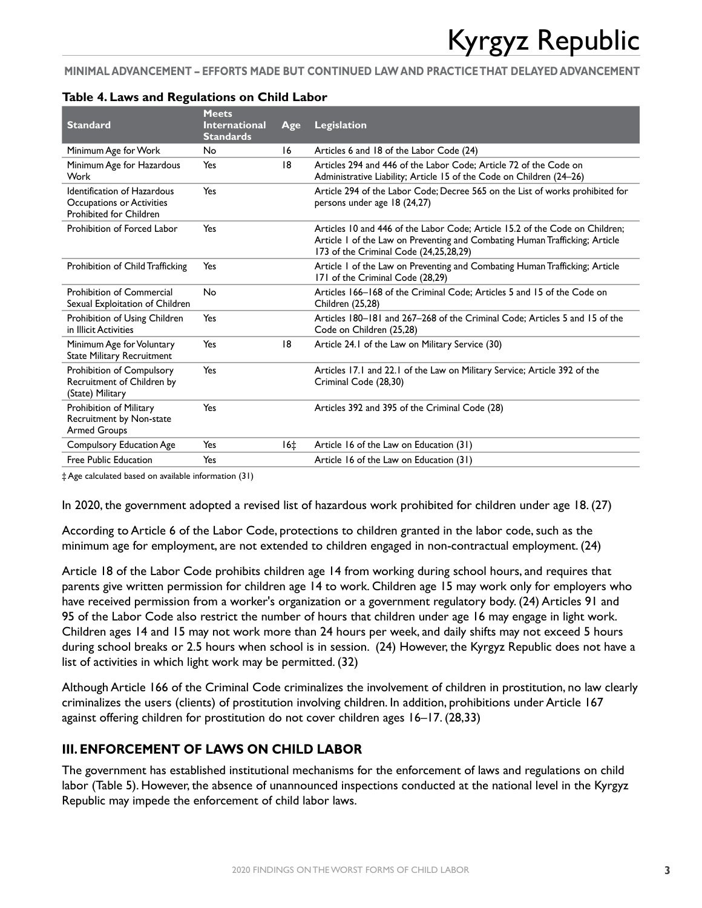## Table 4. Laws and Regulations on Child Labor

| Standard | Meets International Standards | Age | Legislation |
|---|---|---|---|
| Minimum Age for Work | No | 16 | Articles 6 and 18 of the Labor Code (24) |
| Minimum Age for Hazardous Work | Yes | 18 | Articles 294 and 446 of the Labor Code; Article 72 of the Code on Administrative Liability; Article 15 of the Code on Children (24–26) |
| Identification of Hazardous Occupations or Activities Prohibited for Children | Yes | | Article 294 of the Labor Code; Decree 565 on the List of works prohibited for persons under age 18 (24,27) |
| Prohibition of Forced Labor | Yes | | Articles 10 and 446 of the Labor Code; Article 15.2 of the Code on Children; Article 1 of the Law on Preventing and Combating Human Trafficking; Article 173 of the Criminal Code (24,25,28,29) |
| Prohibition of Child Trafficking | Yes | | Article 1 of the Law on Preventing and Combating Human Trafficking; Article 171 of the Criminal Code (28,29) |
| Prohibition of Commercial Sexual Exploitation of Children | No | | Articles 166–168 of the Criminal Code; Articles 5 and 15 of the Code on Children (25,28) |
| Prohibition of Using Children in Illicit Activities | Yes | | Articles 180–181 and 267–268 of the Criminal Code; Articles 5 and 15 of the Code on Children (25,28) |
| Minimum Age for Voluntary State Military Recruitment | Yes | 18 | Article 24.1 of the Law on Military Service (30) |
| Prohibition of Compulsory Recruitment of Children by (State) Military | Yes | | Articles 17.1 and 22.1 of the Law on Military Service; Article 392 of the Criminal Code (28,30) |
| Prohibition of Military Recruitment by Non-state Armed Groups | Yes | | Articles 392 and 395 of the Criminal Code (28) |
| Compulsory Education Age | Yes | 16‡ | Article 16 of the Law on Education (31) |
| Free Public Education | Yes | | Article 16 of the Law on Education (31) |

‡ Age calculated based on available information (31)

In 2020, the government adopted a revised list of hazardous work prohibited for children under age 18. (27)

According to Article 6 of the Labor Code, protections to children granted in the labor code, such as the minimum age for employment, are not extended to children engaged in non-contractual employment. (24)

Article 18 of the Labor Code prohibits children age 14 from working during school hours, and requires that parents give written permission for children age 14 to work. Children age 15 may work only for employers who have received permission from a worker's organization or a government regulatory body. (24) Articles 91 and 95 of the Labor Code also restrict the number of hours that children under age 16 may engage in light work. Children ages 14 and 15 may not work more than 24 hours per week, and daily shifts may not exceed 5 hours during school breaks or 2.5 hours when school is in session. (24) However, the Kyrgyz Republic does not have a list of activities in which light work may be permitted. (32)

Although Article 166 of the Criminal Code criminalizes the involvement of children in prostitution, no law clearly criminalizes the users (clients) of prostitution involving children. In addition, prohibitions under Article 167 against offering children for prostitution do not cover children ages 16–17. (28,33)

## III. ENFORCEMENT OF LAWS ON CHILD LABOR

The government has established institutional mechanisms for the enforcement of laws and regulations on child labor (Table 5). However, the absence of unannounced inspections conducted at the national level in the Kyrgyz Republic may impede the enforcement of child labor laws.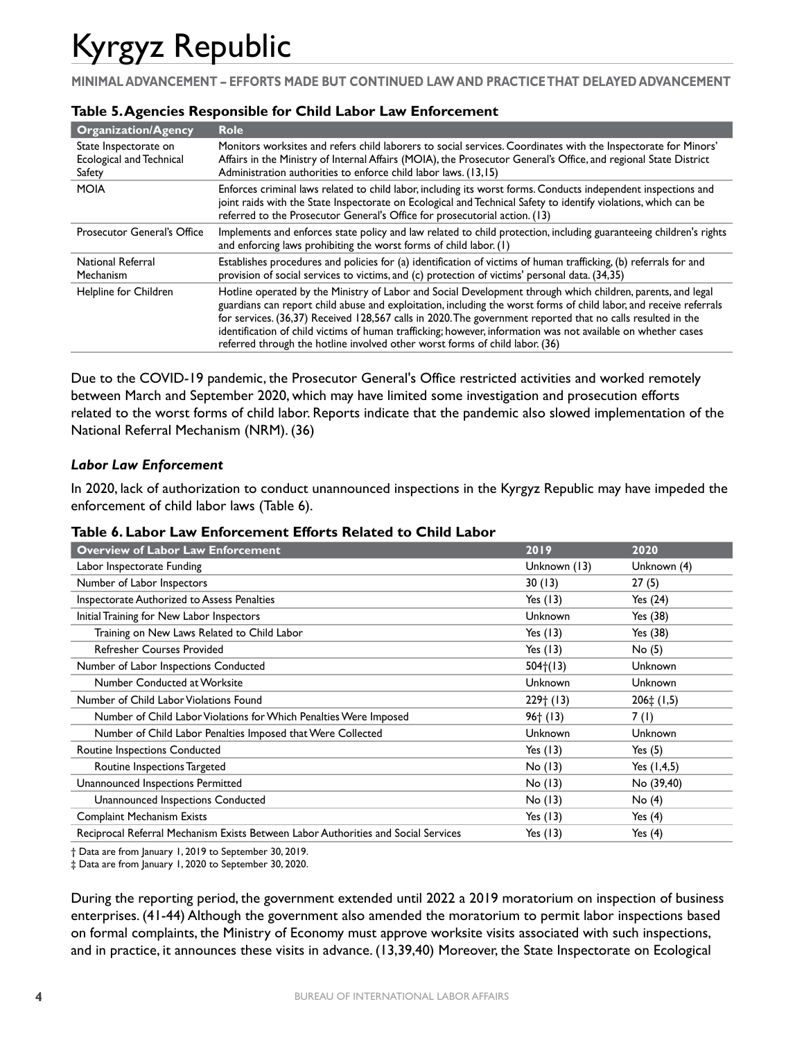# Kyrgyz Republic

**MINIMAL ADVANCEMENT – EFFORTS MADE BUT CONTINUED LAW AND PRACTICE THAT DELAYED ADVANCEMENT**

**Table 5. Agencies Responsible for Child Labor Law Enforcement**

| Organization/Agency | Role |
|---|---|
| State Inspectorate on Ecological and Technical Safety | Monitors worksites and refers child laborers to social services. Coordinates with the Inspectorate for Minors' Affairs in the Ministry of Internal Affairs (MOIA), the Prosecutor General's Office, and regional State District Administration authorities to enforce child labor laws. (13,15) |
| MOIA | Enforces criminal laws related to child labor, including its worst forms. Conducts independent inspections and joint raids with the State Inspectorate on Ecological and Technical Safety to identify violations, which can be referred to the Prosecutor General's Office for prosecutorial action. (13) |
| Prosecutor General's Office | Implements and enforces state policy and law related to child protection, including guaranteeing children's rights and enforcing laws prohibiting the worst forms of child labor. (1) |
| National Referral Mechanism | Establishes procedures and policies for (a) identification of victims of human trafficking, (b) referrals for and provision of social services to victims, and (c) protection of victims' personal data. (34,35) |
| Helpline for Children | Hotline operated by the Ministry of Labor and Social Development through which children, parents, and legal guardians can report child abuse and exploitation, including the worst forms of child labor, and receive referrals for services. (36,37) Received 128,567 calls in 2020. The government reported that no calls resulted in the identification of child victims of human trafficking; however, information was not available on whether cases referred through the hotline involved other worst forms of child labor. (36) |

Due to the COVID-19 pandemic, the Prosecutor General's Office restricted activities and worked remotely between March and September 2020, which may have limited some investigation and prosecution efforts related to the worst forms of child labor. Reports indicate that the pandemic also slowed implementation of the National Referral Mechanism (NRM). (36)

### *Labor Law Enforcement*

In 2020, lack of authorization to conduct unannounced inspections in the Kyrgyz Republic may have impeded the enforcement of child labor laws (Table 6).

**Table 6. Labor Law Enforcement Efforts Related to Child Labor**

| Overview of Labor Law Enforcement | 2019 | 2020 |
|---|---|---|
| Labor Inspectorate Funding | Unknown (13) | Unknown (4) |
| Number of Labor Inspectors | 30 (13) | 27 (5) |
| Inspectorate Authorized to Assess Penalties | Yes (13) | Yes (24) |
| Initial Training for New Labor Inspectors | Unknown | Yes (38) |
| Training on New Laws Related to Child Labor | Yes (13) | Yes (38) |
| Refresher Courses Provided | Yes (13) | No (5) |
| Number of Labor Inspections Conducted | 504†(13) | Unknown |
| Number Conducted at Worksite | Unknown | Unknown |
| Number of Child Labor Violations Found | 229† (13) | 206‡ (1,5) |
| Number of Child Labor Violations for Which Penalties Were Imposed | 96† (13) | 7 (1) |
| Number of Child Labor Penalties Imposed that Were Collected | Unknown | Unknown |
| Routine Inspections Conducted | Yes (13) | Yes (5) |
| Routine Inspections Targeted | No (13) | Yes (1,4,5) |
| Unannounced Inspections Permitted | No (13) | No (39,40) |
| Unannounced Inspections Conducted | No (13) | No (4) |
| Complaint Mechanism Exists | Yes (13) | Yes (4) |
| Reciprocal Referral Mechanism Exists Between Labor Authorities and Social Services | Yes (13) | Yes (4) |

† Data are from January 1, 2019 to September 30, 2019.
‡ Data are from January 1, 2020 to September 30, 2020.

During the reporting period, the government extended until 2022 a 2019 moratorium on inspection of business enterprises. (41-44) Although the government also amended the moratorium to permit labor inspections based on formal complaints, the Ministry of Economy must approve worksite visits associated with such inspections, and in practice, it announces these visits in advance. (13,39,40) Moreover, the State Inspectorate on Ecological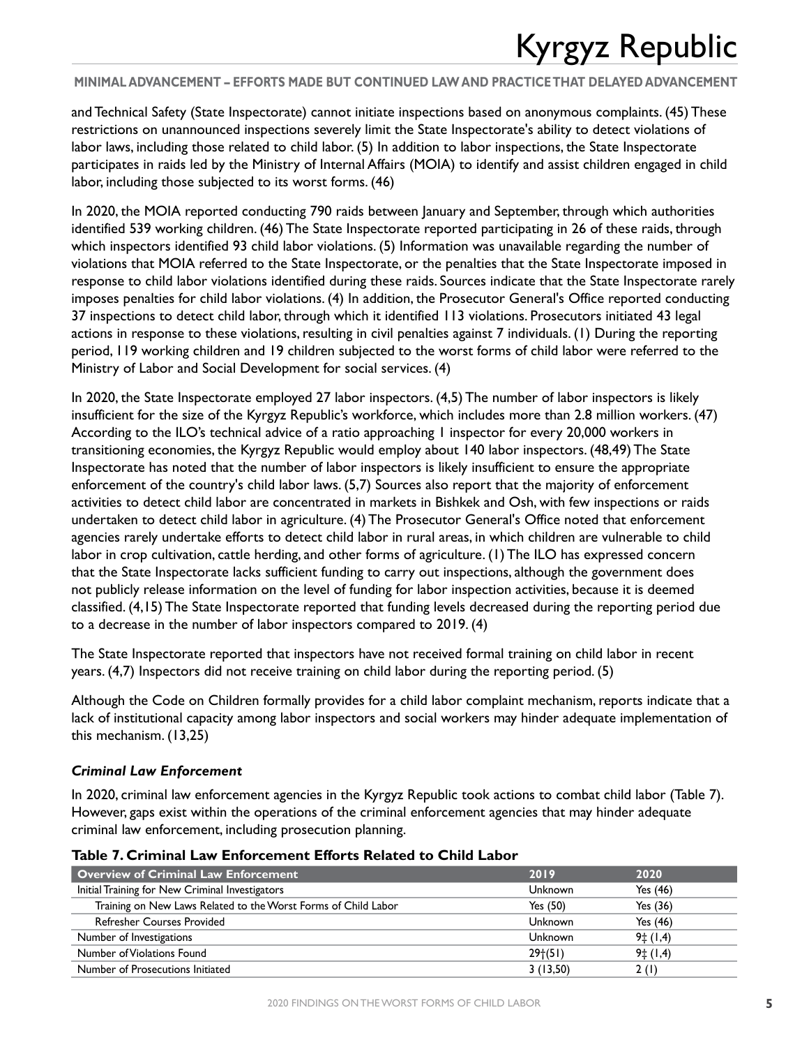and Technical Safety (State Inspectorate) cannot initiate inspections based on anonymous complaints. (45) These restrictions on unannounced inspections severely limit the State Inspectorate's ability to detect violations of labor laws, including those related to child labor. (5) In addition to labor inspections, the State Inspectorate participates in raids led by the Ministry of Internal Affairs (MOIA) to identify and assist children engaged in child labor, including those subjected to its worst forms. (46)

In 2020, the MOIA reported conducting 790 raids between January and September, through which authorities identified 539 working children. (46) The State Inspectorate reported participating in 26 of these raids, through which inspectors identified 93 child labor violations. (5) Information was unavailable regarding the number of violations that MOIA referred to the State Inspectorate, or the penalties that the State Inspectorate imposed in response to child labor violations identified during these raids. Sources indicate that the State Inspectorate rarely imposes penalties for child labor violations. (4) In addition, the Prosecutor General's Office reported conducting 37 inspections to detect child labor, through which it identified 113 violations. Prosecutors initiated 43 legal actions in response to these violations, resulting in civil penalties against 7 individuals. (1) During the reporting period, 119 working children and 19 children subjected to the worst forms of child labor were referred to the Ministry of Labor and Social Development for social services. (4)

In 2020, the State Inspectorate employed 27 labor inspectors. (4,5) The number of labor inspectors is likely insufficient for the size of the Kyrgyz Republic's workforce, which includes more than 2.8 million workers. (47) According to the ILO's technical advice of a ratio approaching 1 inspector for every 20,000 workers in transitioning economies, the Kyrgyz Republic would employ about 140 labor inspectors. (48,49) The State Inspectorate has noted that the number of labor inspectors is likely insufficient to ensure the appropriate enforcement of the country's child labor laws. (5,7) Sources also report that the majority of enforcement activities to detect child labor are concentrated in markets in Bishkek and Osh, with few inspections or raids undertaken to detect child labor in agriculture. (4) The Prosecutor General's Office noted that enforcement agencies rarely undertake efforts to detect child labor in rural areas, in which children are vulnerable to child labor in crop cultivation, cattle herding, and other forms of agriculture. (1) The ILO has expressed concern that the State Inspectorate lacks sufficient funding to carry out inspections, although the government does not publicly release information on the level of funding for labor inspection activities, because it is deemed classified. (4,15) The State Inspectorate reported that funding levels decreased during the reporting period due to a decrease in the number of labor inspectors compared to 2019. (4)

The State Inspectorate reported that inspectors have not received formal training on child labor in recent years. (4,7) Inspectors did not receive training on child labor during the reporting period. (5)

Although the Code on Children formally provides for a child labor complaint mechanism, reports indicate that a lack of institutional capacity among labor inspectors and social workers may hinder adequate implementation of this mechanism. (13,25)

### *Criminal Law Enforcement*

In 2020, criminal law enforcement agencies in the Kyrgyz Republic took actions to combat child labor (Table 7). However, gaps exist within the operations of the criminal enforcement agencies that may hinder adequate criminal law enforcement, including prosecution planning.

**Table 7. Criminal Law Enforcement Efforts Related to Child Labor**

| Overview of Criminal Law Enforcement | 2019 | 2020 |
|---|---|---|
| Initial Training for New Criminal Investigators | Unknown | Yes (46) |
| Training on New Laws Related to the Worst Forms of Child Labor | Yes (50) | Yes (36) |
| Refresher Courses Provided | Unknown | Yes (46) |
| Number of Investigations | Unknown | 9‡ (1,4) |
| Number of Violations Found | 29†(51) | 9‡ (1,4) |
| Number of Prosecutions Initiated | 3 (13,50) | 2 (1) |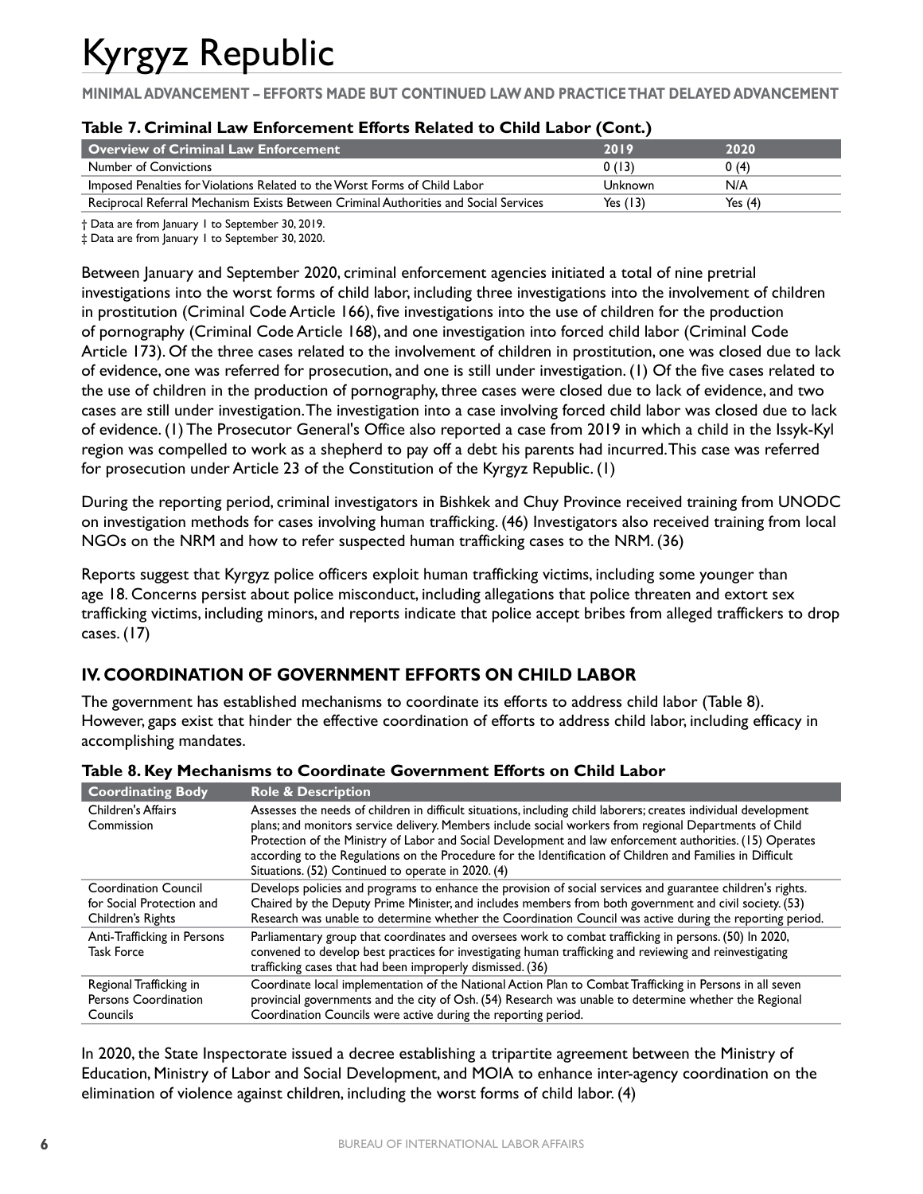# Kyrgyz Republic

**MINIMAL ADVANCEMENT – EFFORTS MADE BUT CONTINUED LAW AND PRACTICE THAT DELAYED ADVANCEMENT**

**Table 7. Criminal Law Enforcement Efforts Related to Child Labor (Cont.)**

| Overview of Criminal Law Enforcement | 2019 | 2020 |
|---|---|---|
| Number of Convictions | 0 (13) | 0 (4) |
| Imposed Penalties for Violations Related to the Worst Forms of Child Labor | Unknown | N/A |
| Reciprocal Referral Mechanism Exists Between Criminal Authorities and Social Services | Yes (13) | Yes (4) |

† Data are from January 1 to September 30, 2019.

‡ Data are from January 1 to September 30, 2020.

Between January and September 2020, criminal enforcement agencies initiated a total of nine pretrial investigations into the worst forms of child labor, including three investigations into the involvement of children in prostitution (Criminal Code Article 166), five investigations into the use of children for the production of pornography (Criminal Code Article 168), and one investigation into forced child labor (Criminal Code Article 173). Of the three cases related to the involvement of children in prostitution, one was closed due to lack of evidence, one was referred for prosecution, and one is still under investigation. (1) Of the five cases related to the use of children in the production of pornography, three cases were closed due to lack of evidence, and two cases are still under investigation. The investigation into a case involving forced child labor was closed due to lack of evidence. (1) The Prosecutor General's Office also reported a case from 2019 in which a child in the Issyk-Kyl region was compelled to work as a shepherd to pay off a debt his parents had incurred. This case was referred for prosecution under Article 23 of the Constitution of the Kyrgyz Republic. (1)

During the reporting period, criminal investigators in Bishkek and Chuy Province received training from UNODC on investigation methods for cases involving human trafficking. (46) Investigators also received training from local NGOs on the NRM and how to refer suspected human trafficking cases to the NRM. (36)

Reports suggest that Kyrgyz police officers exploit human trafficking victims, including some younger than age 18. Concerns persist about police misconduct, including allegations that police threaten and extort sex trafficking victims, including minors, and reports indicate that police accept bribes from alleged traffickers to drop cases. (17)

## IV. COORDINATION OF GOVERNMENT EFFORTS ON CHILD LABOR

The government has established mechanisms to coordinate its efforts to address child labor (Table 8). However, gaps exist that hinder the effective coordination of efforts to address child labor, including efficacy in accomplishing mandates.

**Table 8. Key Mechanisms to Coordinate Government Efforts on Child Labor**

| Coordinating Body | Role & Description |
|---|---|
| Children's Affairs Commission | Assesses the needs of children in difficult situations, including child laborers; creates individual development plans; and monitors service delivery. Members include social workers from regional Departments of Child Protection of the Ministry of Labor and Social Development and law enforcement authorities. (15) Operates according to the Regulations on the Procedure for the Identification of Children and Families in Difficult Situations. (52) Continued to operate in 2020. (4) |
| Coordination Council for Social Protection and Children's Rights | Develops policies and programs to enhance the provision of social services and guarantee children's rights. Chaired by the Deputy Prime Minister, and includes members from both government and civil society. (53) Research was unable to determine whether the Coordination Council was active during the reporting period. |
| Anti-Trafficking in Persons Task Force | Parliamentary group that coordinates and oversees work to combat trafficking in persons. (50) In 2020, convened to develop best practices for investigating human trafficking and reviewing and reinvestigating trafficking cases that had been improperly dismissed. (36) |
| Regional Trafficking in Persons Coordination Councils | Coordinate local implementation of the National Action Plan to Combat Trafficking in Persons in all seven provincial governments and the city of Osh. (54) Research was unable to determine whether the Regional Coordination Councils were active during the reporting period. |

In 2020, the State Inspectorate issued a decree establishing a tripartite agreement between the Ministry of Education, Ministry of Labor and Social Development, and MOIA to enhance inter-agency coordination on the elimination of violence against children, including the worst forms of child labor. (4)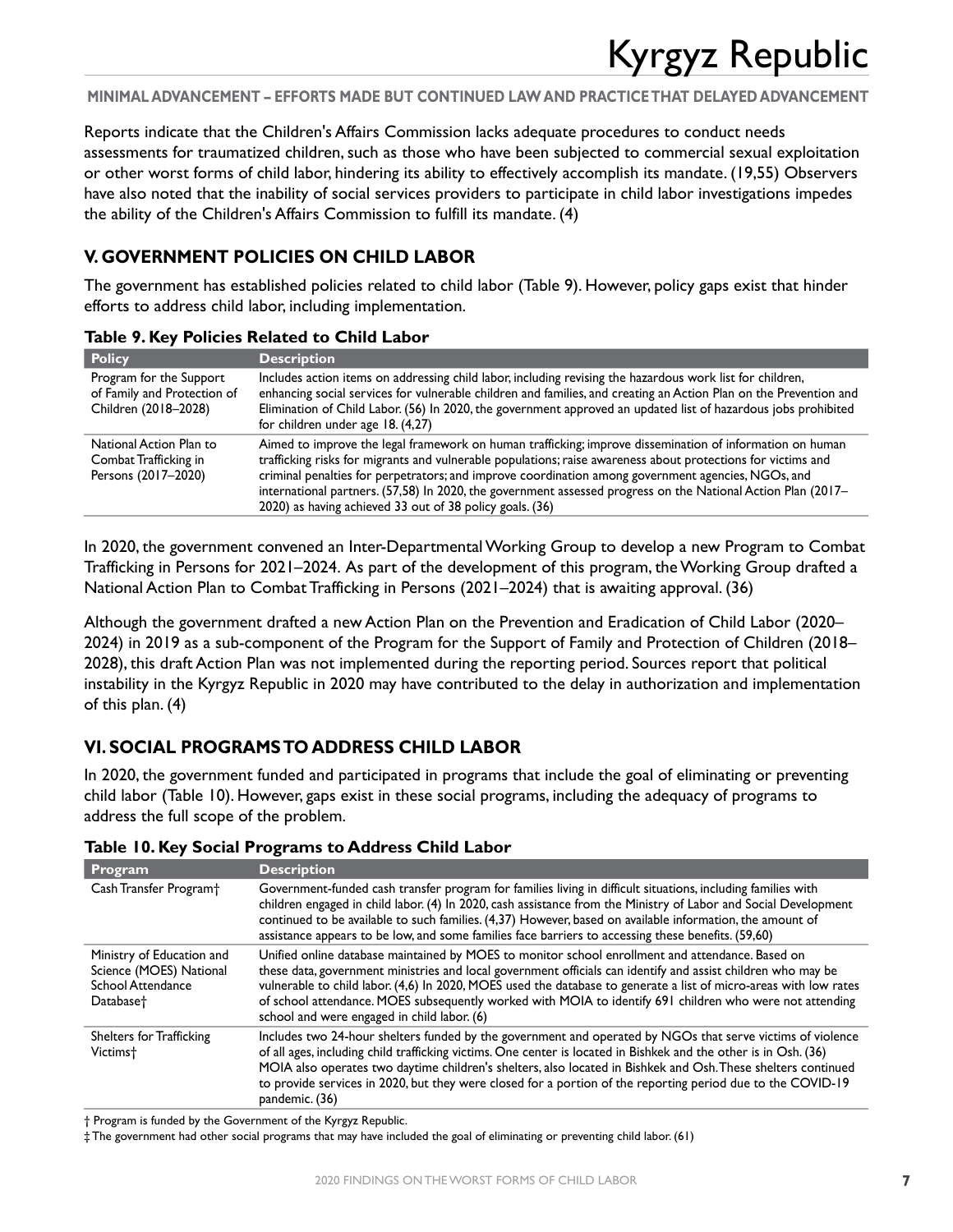Reports indicate that the Children's Affairs Commission lacks adequate procedures to conduct needs assessments for traumatized children, such as those who have been subjected to commercial sexual exploitation or other worst forms of child labor, hindering its ability to effectively accomplish its mandate. (19,55) Observers have also noted that the inability of social services providers to participate in child labor investigations impedes the ability of the Children's Affairs Commission to fulfill its mandate. (4)

## V. GOVERNMENT POLICIES ON CHILD LABOR

The government has established policies related to child labor (Table 9). However, policy gaps exist that hinder efforts to address child labor, including implementation.

**Table 9. Key Policies Related to Child Labor**

| Policy | Description |
|---|---|
| Program for the Support of Family and Protection of Children (2018–2028) | Includes action items on addressing child labor, including revising the hazardous work list for children, enhancing social services for vulnerable children and families, and creating an Action Plan on the Prevention and Elimination of Child Labor. (56) In 2020, the government approved an updated list of hazardous jobs prohibited for children under age 18. (4,27) |
| National Action Plan to Combat Trafficking in Persons (2017–2020) | Aimed to improve the legal framework on human trafficking; improve dissemination of information on human trafficking risks for migrants and vulnerable populations; raise awareness about protections for victims and criminal penalties for perpetrators; and improve coordination among government agencies, NGOs, and international partners. (57,58) In 2020, the government assessed progress on the National Action Plan (2017–2020) as having achieved 33 out of 38 policy goals. (36) |

In 2020, the government convened an Inter-Departmental Working Group to develop a new Program to Combat Trafficking in Persons for 2021–2024. As part of the development of this program, the Working Group drafted a National Action Plan to Combat Trafficking in Persons (2021–2024) that is awaiting approval. (36)

Although the government drafted a new Action Plan on the Prevention and Eradication of Child Labor (2020–2024) in 2019 as a sub-component of the Program for the Support of Family and Protection of Children (2018–2028), this draft Action Plan was not implemented during the reporting period. Sources report that political instability in the Kyrgyz Republic in 2020 may have contributed to the delay in authorization and implementation of this plan. (4)

## VI. SOCIAL PROGRAMS TO ADDRESS CHILD LABOR

In 2020, the government funded and participated in programs that include the goal of eliminating or preventing child labor (Table 10). However, gaps exist in these social programs, including the adequacy of programs to address the full scope of the problem.

**Table 10. Key Social Programs to Address Child Labor**

| Program | Description |
|---|---|
| Cash Transfer Program† | Government-funded cash transfer program for families living in difficult situations, including families with children engaged in child labor. (4) In 2020, cash assistance from the Ministry of Labor and Social Development continued to be available to such families. (4,37) However, based on available information, the amount of assistance appears to be low, and some families face barriers to accessing these benefits. (59,60) |
| Ministry of Education and Science (MOES) National School Attendance Database† | Unified online database maintained by MOES to monitor school enrollment and attendance. Based on these data, government ministries and local government officials can identify and assist children who may be vulnerable to child labor. (4,6) In 2020, MOES used the database to generate a list of micro-areas with low rates of school attendance. MOES subsequently worked with MOIA to identify 691 children who were not attending school and were engaged in child labor. (6) |
| Shelters for Trafficking Victims† | Includes two 24-hour shelters funded by the government and operated by NGOs that serve victims of violence of all ages, including child trafficking victims. One center is located in Bishkek and the other is in Osh. (36) MOIA also operates two daytime children's shelters, also located in Bishkek and Osh. These shelters continued to provide services in 2020, but they were closed for a portion of the reporting period due to the COVID-19 pandemic. (36) |

† Program is funded by the Government of the Kyrgyz Republic.

‡ The government had other social programs that may have included the goal of eliminating or preventing child labor. (61)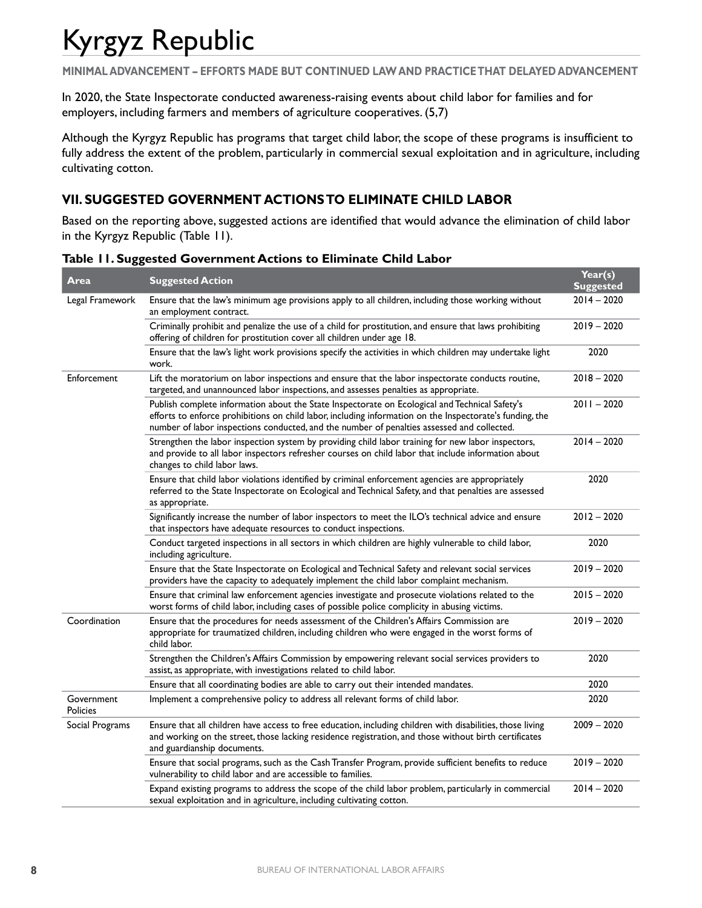# Kyrgyz Republic

**MINIMAL ADVANCEMENT – EFFORTS MADE BUT CONTINUED LAW AND PRACTICE THAT DELAYED ADVANCEMENT**

In 2020, the State Inspectorate conducted awareness-raising events about child labor for families and for employers, including farmers and members of agriculture cooperatives. (5,7)

Although the Kyrgyz Republic has programs that target child labor, the scope of these programs is insufficient to fully address the extent of the problem, particularly in commercial sexual exploitation and in agriculture, including cultivating cotton.

## VII. SUGGESTED GOVERNMENT ACTIONS TO ELIMINATE CHILD LABOR

Based on the reporting above, suggested actions are identified that would advance the elimination of child labor in the Kyrgyz Republic (Table 11).

**Table 11. Suggested Government Actions to Eliminate Child Labor**

| Area | Suggested Action | Year(s) Suggested |
|---|---|---|
| Legal Framework | Ensure that the law's minimum age provisions apply to all children, including those working without an employment contract. | 2014 – 2020 |
| | Criminally prohibit and penalize the use of a child for prostitution, and ensure that laws prohibiting offering of children for prostitution cover all children under age 18. | 2019 – 2020 |
| | Ensure that the law's light work provisions specify the activities in which children may undertake light work. | 2020 |
| Enforcement | Lift the moratorium on labor inspections and ensure that the labor inspectorate conducts routine, targeted, and unannounced labor inspections, and assesses penalties as appropriate. | 2018 – 2020 |
| | Publish complete information about the State Inspectorate on Ecological and Technical Safety's efforts to enforce prohibitions on child labor, including information on the Inspectorate's funding, the number of labor inspections conducted, and the number of penalties assessed and collected. | 2011 – 2020 |
| | Strengthen the labor inspection system by providing child labor training for new labor inspectors, and provide to all labor inspectors refresher courses on child labor that include information about changes to child labor laws. | 2014 – 2020 |
| | Ensure that child labor violations identified by criminal enforcement agencies are appropriately referred to the State Inspectorate on Ecological and Technical Safety, and that penalties are assessed as appropriate. | 2020 |
| | Significantly increase the number of labor inspectors to meet the ILO's technical advice and ensure that inspectors have adequate resources to conduct inspections. | 2012 – 2020 |
| | Conduct targeted inspections in all sectors in which children are highly vulnerable to child labor, including agriculture. | 2020 |
| | Ensure that the State Inspectorate on Ecological and Technical Safety and relevant social services providers have the capacity to adequately implement the child labor complaint mechanism. | 2019 – 2020 |
| | Ensure that criminal law enforcement agencies investigate and prosecute violations related to the worst forms of child labor, including cases of possible police complicity in abusing victims. | 2015 – 2020 |
| Coordination | Ensure that the procedures for needs assessment of the Children's Affairs Commission are appropriate for traumatized children, including children who were engaged in the worst forms of child labor. | 2019 – 2020 |
| | Strengthen the Children's Affairs Commission by empowering relevant social services providers to assist, as appropriate, with investigations related to child labor. | 2020 |
| | Ensure that all coordinating bodies are able to carry out their intended mandates. | 2020 |
| Government Policies | Implement a comprehensive policy to address all relevant forms of child labor. | 2020 |
| Social Programs | Ensure that all children have access to free education, including children with disabilities, those living and working on the street, those lacking residence registration, and those without birth certificates and guardianship documents. | 2009 – 2020 |
| | Ensure that social programs, such as the Cash Transfer Program, provide sufficient benefits to reduce vulnerability to child labor and are accessible to families. | 2019 – 2020 |
| | Expand existing programs to address the scope of the child labor problem, particularly in commercial sexual exploitation and in agriculture, including cultivating cotton. | 2014 – 2020 |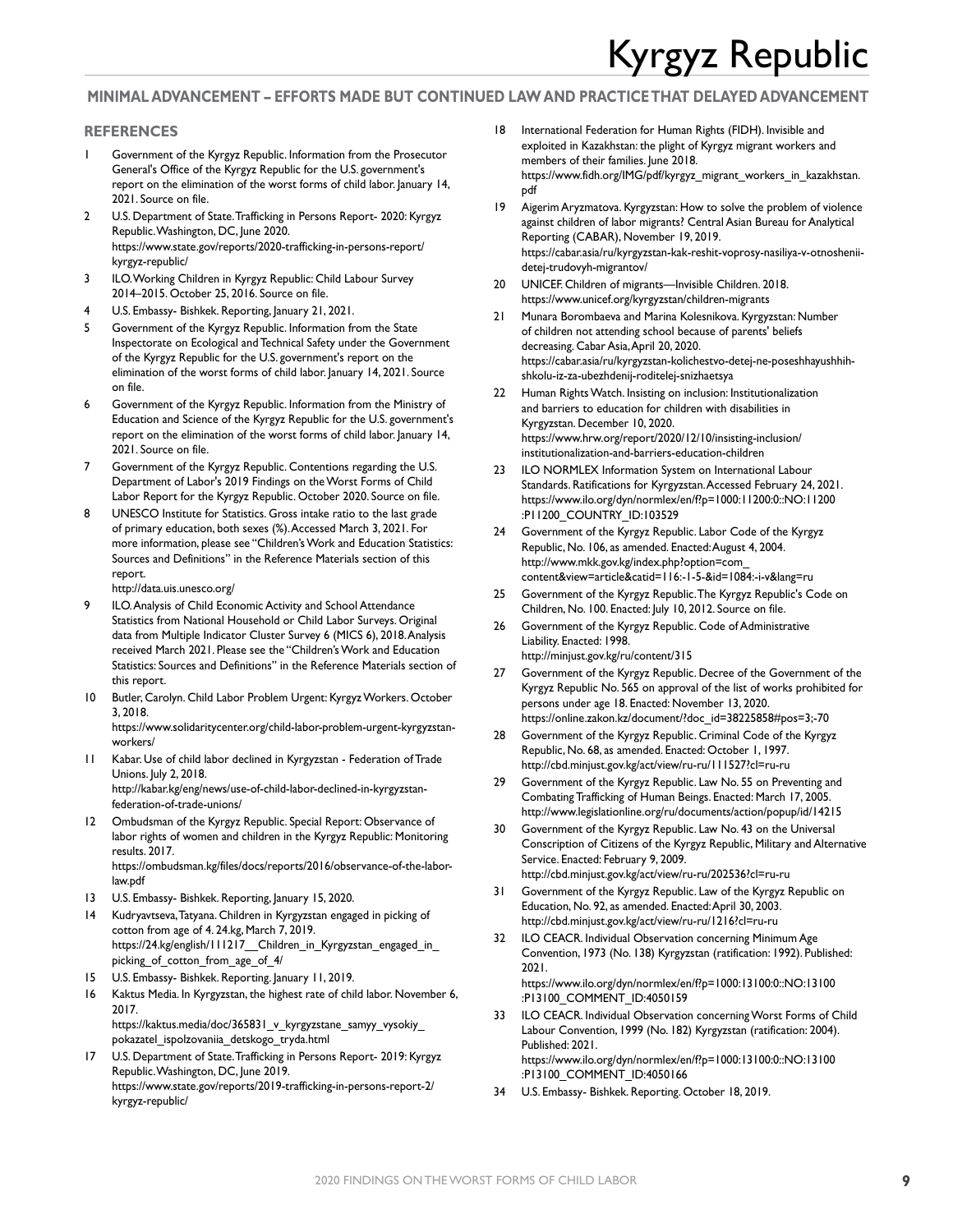## REFERENCES

1. Government of the Kyrgyz Republic. Information from the Prosecutor General's Office of the Kyrgyz Republic for the U.S. government's report on the elimination of the worst forms of child labor. January 14, 2021. Source on file.
2. U.S. Department of State. Trafficking in Persons Report- 2020: Kyrgyz Republic. Washington, DC, June 2020. https://www.state.gov/reports/2020-trafficking-in-persons-report/kyrgyz-republic/
3. ILO. Working Children in Kyrgyz Republic: Child Labour Survey 2014–2015. October 25, 2016. Source on file.
4. U.S. Embassy- Bishkek. Reporting, January 21, 2021.
5. Government of the Kyrgyz Republic. Information from the State Inspectorate on Ecological and Technical Safety under the Government of the Kyrgyz Republic for the U.S. government's report on the elimination of the worst forms of child labor. January 14, 2021. Source on file.
6. Government of the Kyrgyz Republic. Information from the Ministry of Education and Science of the Kyrgyz Republic for the U.S. government's report on the elimination of the worst forms of child labor. January 14, 2021. Source on file.
7. Government of the Kyrgyz Republic. Contentions regarding the U.S. Department of Labor's 2019 Findings on the Worst Forms of Child Labor Report for the Kyrgyz Republic. October 2020. Source on file.
8. UNESCO Institute for Statistics. Gross intake ratio to the last grade of primary education, both sexes (%). Accessed March 3, 2021. For more information, please see "Children's Work and Education Statistics: Sources and Definitions" in the Reference Materials section of this report. http://data.uis.unesco.org/
9. ILO. Analysis of Child Economic Activity and School Attendance Statistics from National Household or Child Labor Surveys. Original data from Multiple Indicator Cluster Survey 6 (MICS 6), 2018. Analysis received March 2021. Please see the "Children's Work and Education Statistics: Sources and Definitions" in the Reference Materials section of this report.
10. Butler, Carolyn. Child Labor Problem Urgent: Kyrgyz Workers. October 3, 2018. https://www.solidaritycenter.org/child-labor-problem-urgent-kyrgyzstan-workers/
11. Kabar. Use of child labor declined in Kyrgyzstan - Federation of Trade Unions. July 2, 2018. http://kabar.kg/eng/news/use-of-child-labor-declined-in-kyrgyzstan-federation-of-trade-unions/
12. Ombudsman of the Kyrgyz Republic. Special Report: Observance of labor rights of women and children in the Kyrgyz Republic: Monitoring results. 2017. https://ombudsman.kg/files/docs/reports/2016/observance-of-the-labor-law.pdf
13. U.S. Embassy- Bishkek. Reporting, January 15, 2020.
14. Kudryavtseva, Tatyana. Children in Kyrgyzstan engaged in picking of cotton from age of 4. 24.kg, March 7, 2019. https://24.kg/english/111217__Children_in_Kyrgyzstan_engaged_in_picking_of_cotton_from_age_of_4/
15. U.S. Embassy- Bishkek. Reporting. January 11, 2019.
16. Kaktus Media. In Kyrgyzstan, the highest rate of child labor. November 6, 2017. https://kaktus.media/doc/365831_v_kyrgyzstane_samyy_vysokiy_pokazatel_ispolzovaniia_detskogo_tryda.html
17. U.S. Department of State. Trafficking in Persons Report- 2019: Kyrgyz Republic. Washington, DC, June 2019. https://www.state.gov/reports/2019-trafficking-in-persons-report-2/kyrgyz-republic/
18. International Federation for Human Rights (FIDH). Invisible and exploited in Kazakhstan: the plight of Kyrgyz migrant workers and members of their families. June 2018. https://www.fidh.org/IMG/pdf/kyrgyz_migrant_workers_in_kazakhstan.pdf
19. Aigerim Aryzmatova. Kyrgyzstan: How to solve the problem of violence against children of labor migrants? Central Asian Bureau for Analytical Reporting (CABAR), November 19, 2019. https://cabar.asia/ru/kyrgyzstan-kak-reshit-voprosy-nasiliya-v-otnoshenii-detej-trudovyh-migrantov/
20. UNICEF. Children of migrants—Invisible Children. 2018. https://www.unicef.org/kyrgyzstan/children-migrants
21. Munara Borombaeva and Marina Kolesnikova. Kyrgyzstan: Number of children not attending school because of parents' beliefs decreasing. Cabar Asia, April 20, 2020. https://cabar.asia/ru/kyrgyzstan-kolichestvo-detej-ne-poseshhayushhih-shkolu-iz-za-ubezhdenij-roditelej-snizhaetsya
22. Human Rights Watch. Insisting on inclusion: Institutionalization and barriers to education for children with disabilities in Kyrgyzstan. December 10, 2020. https://www.hrw.org/report/2020/12/10/insisting-inclusion/institutionalization-and-barriers-education-children
23. ILO NORMLEX Information System on International Labour Standards. Ratifications for Kyrgyzstan. Accessed February 24, 2021. https://www.ilo.org/dyn/normlex/en/f?p=1000:11200:0::NO:11200:P11200_COUNTRY_ID:103529
24. Government of the Kyrgyz Republic. Labor Code of the Kyrgyz Republic, No. 106, as amended. Enacted: August 4, 2004. http://www.mkk.gov.kg/index.php?option=com_content&view=article&catid=116:-1-5-&id=1084:-i-v&lang=ru
25. Government of the Kyrgyz Republic. The Kyrgyz Republic's Code on Children, No. 100. Enacted: July 10, 2012. Source on file.
26. Government of the Kyrgyz Republic. Code of Administrative Liability. Enacted: 1998. http://minjust.gov.kg/ru/content/315
27. Government of the Kyrgyz Republic. Decree of the Government of the Kyrgyz Republic No. 565 on approval of the list of works prohibited for persons under age 18. Enacted: November 13, 2020. https://online.zakon.kz/document/?doc_id=38225858#pos=3;-70
28. Government of the Kyrgyz Republic. Criminal Code of the Kyrgyz Republic, No. 68, as amended. Enacted: October 1, 1997. http://cbd.minjust.gov.kg/act/view/ru-ru/111527?cl=ru-ru
29. Government of the Kyrgyz Republic. Law No. 55 on Preventing and Combating Trafficking of Human Beings. Enacted: March 17, 2005. http://www.legislationline.org/ru/documents/action/popup/id/14215
30. Government of the Kyrgyz Republic. Law No. 43 on the Universal Conscription of Citizens of the Kyrgyz Republic, Military and Alternative Service. Enacted: February 9, 2009. http://cbd.minjust.gov.kg/act/view/ru-ru/202536?cl=ru-ru
31. Government of the Kyrgyz Republic. Law of the Kyrgyz Republic on Education, No. 92, as amended. Enacted: April 30, 2003. http://cbd.minjust.gov.kg/act/view/ru-ru/1216?cl=ru-ru
32. ILO CEACR. Individual Observation concerning Minimum Age Convention, 1973 (No. 138) Kyrgyzstan (ratification: 1992). Published: 2021. https://www.ilo.org/dyn/normlex/en/f?p=1000:13100:0::NO:13100:P13100_COMMENT_ID:4050159
33. ILO CEACR. Individual Observation concerning Worst Forms of Child Labour Convention, 1999 (No. 182) Kyrgyzstan (ratification: 2004). Published: 2021. https://www.ilo.org/dyn/normlex/en/f?p=1000:13100:0::NO:13100:P13100_COMMENT_ID:4050166
34. U.S. Embassy- Bishkek. Reporting. October 18, 2019.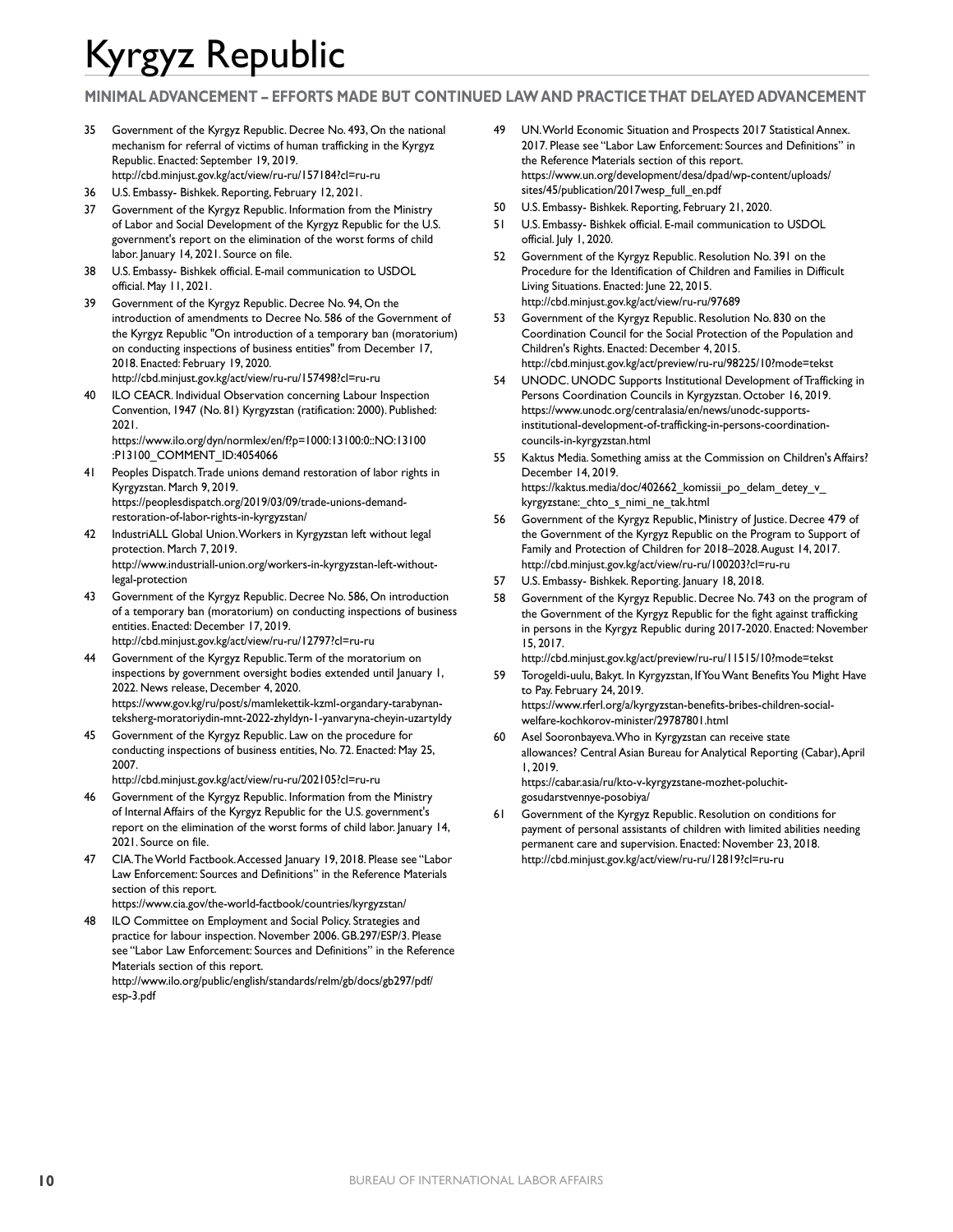# Kyrgyz Republic

**MINIMAL ADVANCEMENT – EFFORTS MADE BUT CONTINUED LAW AND PRACTICE THAT DELAYED ADVANCEMENT**

35 Government of the Kyrgyz Republic. Decree No. 493, On the national mechanism for referral of victims of human trafficking in the Kyrgyz Republic. Enacted: September 19, 2019. http://cbd.minjust.gov.kg/act/view/ru-ru/157184?cl=ru-ru

36 U.S. Embassy- Bishkek. Reporting, February 12, 2021.

37 Government of the Kyrgyz Republic. Information from the Ministry of Labor and Social Development of the Kyrgyz Republic for the U.S. government's report on the elimination of the worst forms of child labor. January 14, 2021. Source on file.

38 U.S. Embassy- Bishkek official. E-mail communication to USDOL official. May 11, 2021.

39 Government of the Kyrgyz Republic. Decree No. 94, On the introduction of amendments to Decree No. 586 of the Government of the Kyrgyz Republic "On introduction of a temporary ban (moratorium) on conducting inspections of business entities" from December 17, 2018. Enacted: February 19, 2020. http://cbd.minjust.gov.kg/act/view/ru-ru/157498?cl=ru-ru

40 ILO CEACR. Individual Observation concerning Labour Inspection Convention, 1947 (No. 81) Kyrgyzstan (ratification: 2000). Published: 2021. https://www.ilo.org/dyn/normlex/en/f?p=1000:13100:0::NO:13100:P13100_COMMENT_ID:4054066

41 Peoples Dispatch. Trade unions demand restoration of labor rights in Kyrgyzstan. March 9, 2019. https://peoplesdispatch.org/2019/03/09/trade-unions-demand-restoration-of-labor-rights-in-kyrgyzstan/

42 IndustriALL Global Union. Workers in Kyrgyzstan left without legal protection. March 7, 2019. http://www.industriall-union.org/workers-in-kyrgyzstan-left-without-legal-protection

43 Government of the Kyrgyz Republic. Decree No. 586, On introduction of a temporary ban (moratorium) on conducting inspections of business entities. Enacted: December 17, 2019. http://cbd.minjust.gov.kg/act/view/ru-ru/12797?cl=ru-ru

44 Government of the Kyrgyz Republic. Term of the moratorium on inspections by government oversight bodies extended until January 1, 2022. News release, December 4, 2020. https://www.gov.kg/ru/post/s/mamlekettik-kzml-organdary-tarabynan-teksherg-moratoriydin-mnt-2022-zhyldyn-1-yanvaryna-cheyin-uzartyldy

45 Government of the Kyrgyz Republic. Law on the procedure for conducting inspections of business entities, No. 72. Enacted: May 25, 2007. http://cbd.minjust.gov.kg/act/view/ru-ru/202105?cl=ru-ru

46 Government of the Kyrgyz Republic. Information from the Ministry of Internal Affairs of the Kyrgyz Republic for the U.S. government's report on the elimination of the worst forms of child labor. January 14, 2021. Source on file.

47 CIA. The World Factbook. Accessed January 19, 2018. Please see "Labor Law Enforcement: Sources and Definitions" in the Reference Materials section of this report. https://www.cia.gov/the-world-factbook/countries/kyrgyzstan/

48 ILO Committee on Employment and Social Policy. Strategies and practice for labour inspection. November 2006. GB.297/ESP/3. Please see "Labor Law Enforcement: Sources and Definitions" in the Reference Materials section of this report. http://www.ilo.org/public/english/standards/relm/gb/docs/gb297/pdf/esp-3.pdf

49 UN. World Economic Situation and Prospects 2017 Statistical Annex. 2017. Please see "Labor Law Enforcement: Sources and Definitions" in the Reference Materials section of this report. https://www.un.org/development/desa/dpad/wp-content/uploads/sites/45/publication/2017wesp_full_en.pdf

50 U.S. Embassy- Bishkek. Reporting, February 21, 2020.

51 U.S. Embassy- Bishkek official. E-mail communication to USDOL official. July 1, 2020.

52 Government of the Kyrgyz Republic. Resolution No. 391 on the Procedure for the Identification of Children and Families in Difficult Living Situations. Enacted: June 22, 2015. http://cbd.minjust.gov.kg/act/view/ru-ru/97689

53 Government of the Kyrgyz Republic. Resolution No. 830 on the Coordination Council for the Social Protection of the Population and Children's Rights. Enacted: December 4, 2015. http://cbd.minjust.gov.kg/act/preview/ru-ru/98225/10?mode=tekst

54 UNODC. UNODC Supports Institutional Development of Trafficking in Persons Coordination Councils in Kyrgyzstan. October 16, 2019. https://www.unodc.org/centralasia/en/news/unodc-supports-institutional-development-of-trafficking-in-persons-coordination-councils-in-kyrgyzstan.html

55 Kaktus Media. Something amiss at the Commission on Children's Affairs? December 14, 2019. https://kaktus.media/doc/402662_komissii_po_delam_detey_v_kyrgyzstane:_chto_s_nimi_ne_tak.html

56 Government of the Kyrgyz Republic, Ministry of Justice. Decree 479 of the Government of the Kyrgyz Republic on the Program to Support of Family and Protection of Children for 2018–2028. August 14, 2017. http://cbd.minjust.gov.kg/act/view/ru-ru/100203?cl=ru-ru

57 U.S. Embassy- Bishkek. Reporting. January 18, 2018.

58 Government of the Kyrgyz Republic. Decree No. 743 on the program of the Government of the Kyrgyz Republic for the fight against trafficking in persons in the Kyrgyz Republic during 2017-2020. Enacted: November 15, 2017. http://cbd.minjust.gov.kg/act/preview/ru-ru/11515/10?mode=tekst

59 Torogeldi-uulu, Bakyt. In Kyrgyzstan, If You Want Benefits You Might Have to Pay. February 24, 2019. https://www.rferl.org/a/kyrgyzstan-benefits-bribes-children-social-welfare-kochkorov-minister/29787801.html

60 Asel Sooronbayeva. Who in Kyrgyzstan can receive state allowances? Central Asian Bureau for Analytical Reporting (Cabar), April 1, 2019. https://cabar.asia/ru/kto-v-kyrgyzstane-mozhet-poluchit-gosudarstvennye-posobiya/

61 Government of the Kyrgyz Republic. Resolution on conditions for payment of personal assistants of children with limited abilities needing permanent care and supervision. Enacted: November 23, 2018. http://cbd.minjust.gov.kg/act/view/ru-ru/12819?cl=ru-ru